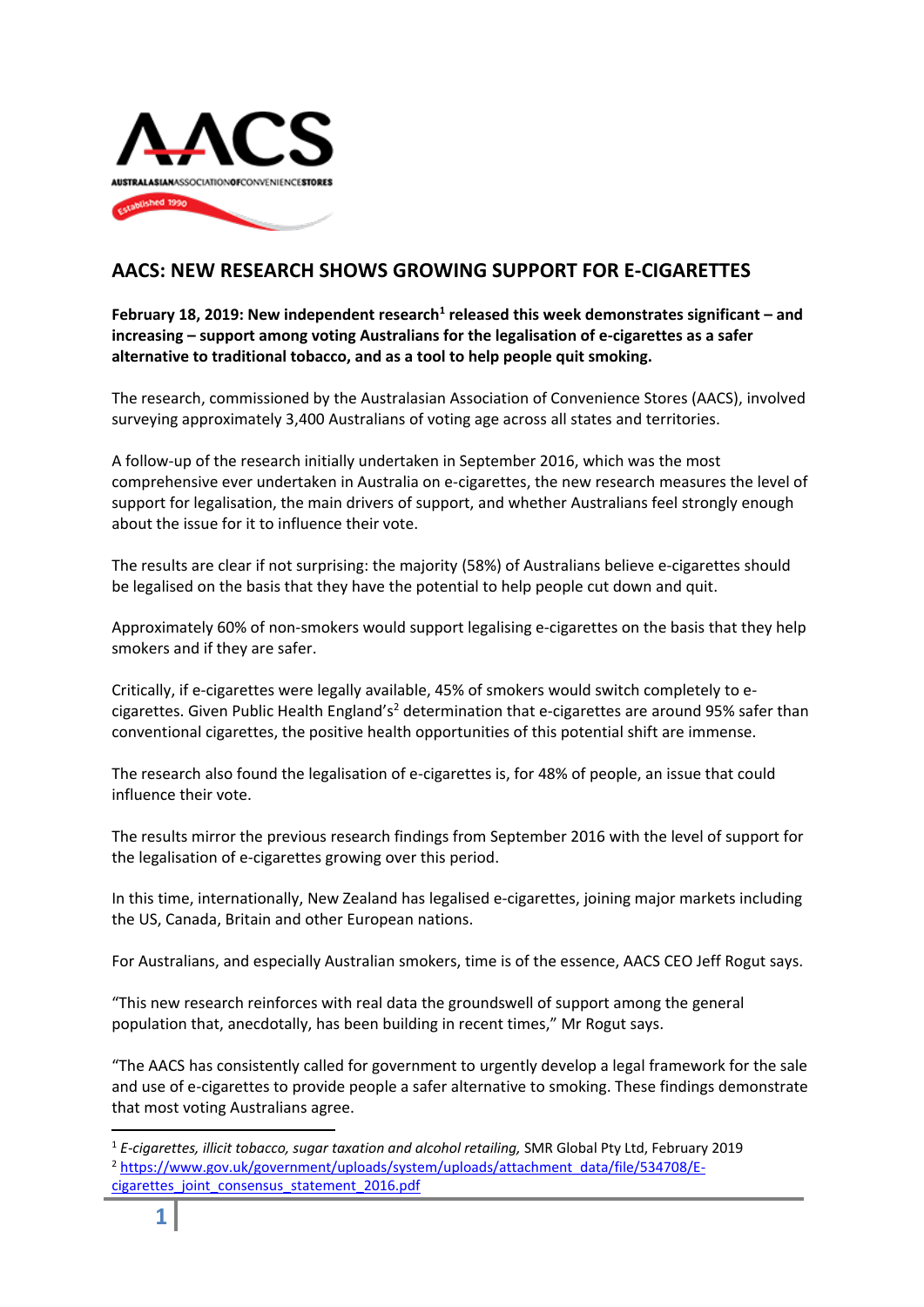# AACS: NEW RESEARCH SHOWS GROWING SUPPORT FOR E-CIGARETTES

**February 18, 2019: New independent research[1] released this week demonstrates significant – and increasing – support among voting Australians for the legalisation of e-cigarettes as a safer alternative to traditional tobacco, and as a tool to help people quit smoking.**

The research, commissioned by the Australasian Association of Convenience Stores (AACS), involved surveying approximately 3,400 Australians of voting age across all states and territories.

A follow-up of the research initially undertaken in September 2016, which was the most comprehensive ever undertaken in Australia on e-cigarettes, the new research measures the level of support for legalisation, the main drivers of support, and whether Australians feel strongly enough about the issue for it to influence their vote.

The results are clear if not surprising: the majority (58%) of Australians believe e-cigarettes should be legalised on the basis that they have the potential to help people cut down and quit.

Approximately 60% of non-smokers would support legalising e-cigarettes on the basis that they help smokers and if they are safer.

Critically, if e-cigarettes were legally available, 45% of smokers would switch completely to e-cigarettes. Given Public Health England's[2] determination that e-cigarettes are around 95% safer than conventional cigarettes, the positive health opportunities of this potential shift are immense.

The research also found the legalisation of e-cigarettes is, for 48% of people, an issue that could influence their vote.

The results mirror the previous research findings from September 2016 with the level of support for the legalisation of e-cigarettes growing over this period.

In this time, internationally, New Zealand has legalised e-cigarettes, joining major markets including the US, Canada, Britain and other European nations.

For Australians, and especially Australian smokers, time is of the essence, AACS CEO Jeff Rogut says.

"This new research reinforces with real data the groundswell of support among the general population that, anecdotally, has been building in recent times," Mr Rogut says.

"The AACS has consistently called for government to urgently develop a legal framework for the sale and use of e-cigarettes to provide people a safer alternative to smoking. These findings demonstrate that most voting Australians agree.

---

[1] *E-cigarettes, illicit tobacco, sugar taxation and alcohol retailing,* SMR Global Pty Ltd, February 2019

[2] https://www.gov.uk/government/uploads/system/uploads/attachment_data/file/534708/E-cigarettes_joint_consensus_statement_2016.pdf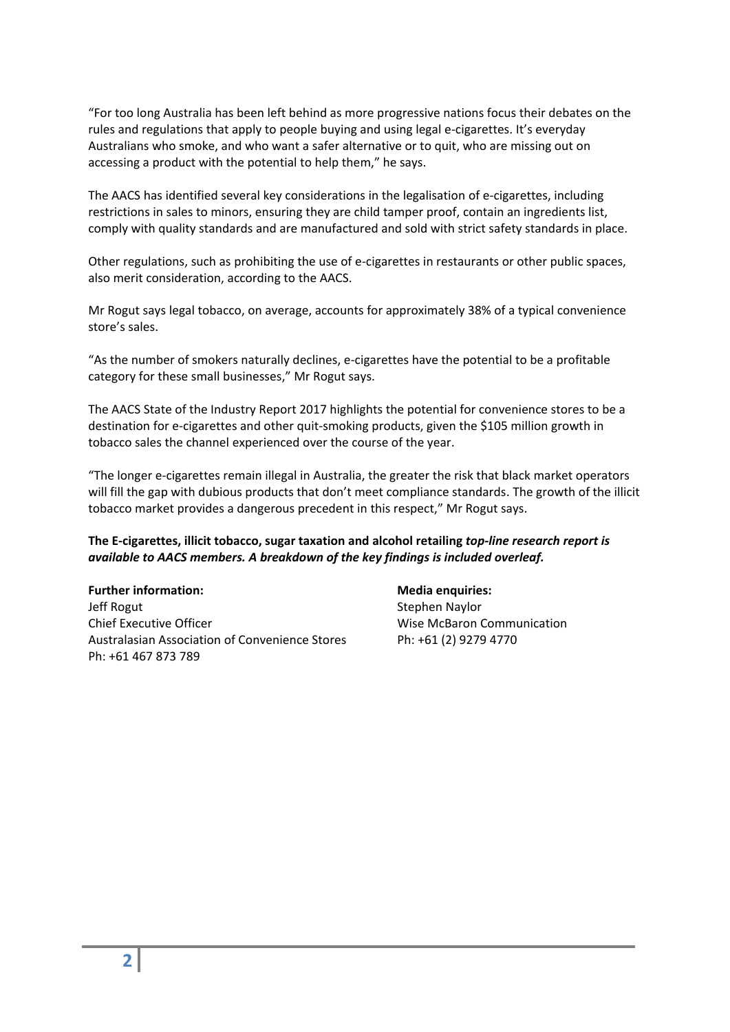"For too long Australia has been left behind as more progressive nations focus their debates on the rules and regulations that apply to people buying and using legal e-cigarettes. It's everyday Australians who smoke, and who want a safer alternative or to quit, who are missing out on accessing a product with the potential to help them," he says.

The AACS has identified several key considerations in the legalisation of e-cigarettes, including restrictions in sales to minors, ensuring they are child tamper proof, contain an ingredients list, comply with quality standards and are manufactured and sold with strict safety standards in place.

Other regulations, such as prohibiting the use of e-cigarettes in restaurants or other public spaces, also merit consideration, according to the AACS.

Mr Rogut says legal tobacco, on average, accounts for approximately 38% of a typical convenience store's sales.

"As the number of smokers naturally declines, e-cigarettes have the potential to be a profitable category for these small businesses," Mr Rogut says.

The AACS State of the Industry Report 2017 highlights the potential for convenience stores to be a destination for e-cigarettes and other quit-smoking products, given the $105 million growth in tobacco sales the channel experienced over the course of the year.

"The longer e-cigarettes remain illegal in Australia, the greater the risk that black market operators will fill the gap with dubious products that don't meet compliance standards. The growth of the illicit tobacco market provides a dangerous precedent in this respect," Mr Rogut says.

**The E-cigarettes, illicit tobacco, sugar taxation and alcohol retailing *top-line research report is available to AACS members. A breakdown of the key findings is included overleaf.***

**Further information:**
Jeff Rogut
Chief Executive Officer
Australasian Association of Convenience Stores
Ph: +61 467 873 789

**Media enquiries:**
Stephen Naylor
Wise McBaron Communication
Ph: +61 (2) 9279 4770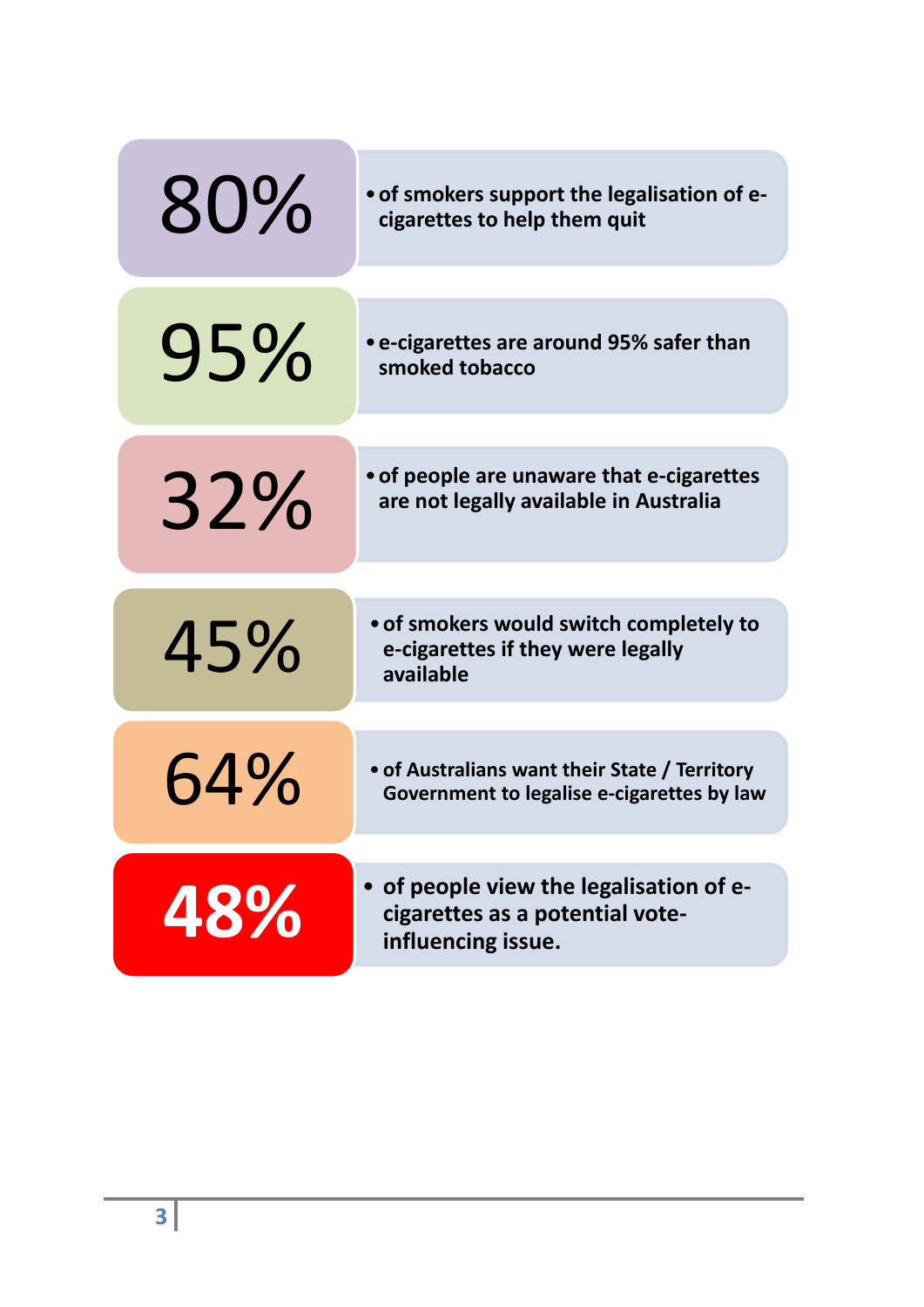**80%**

- of smokers support the legalisation of e-cigarettes to help them quit

**95%**

- e-cigarettes are around 95% safer than smoked tobacco

**32%**

- of people are unaware that e-cigarettes are not legally available in Australia

**45%**

- of smokers would switch completely to e-cigarettes if they were legally available

**64%**

- of Australians want their State / Territory Government to legalise e-cigarettes by law

**48%**

- of people view the legalisation of e-cigarettes as a potential vote-influencing issue.